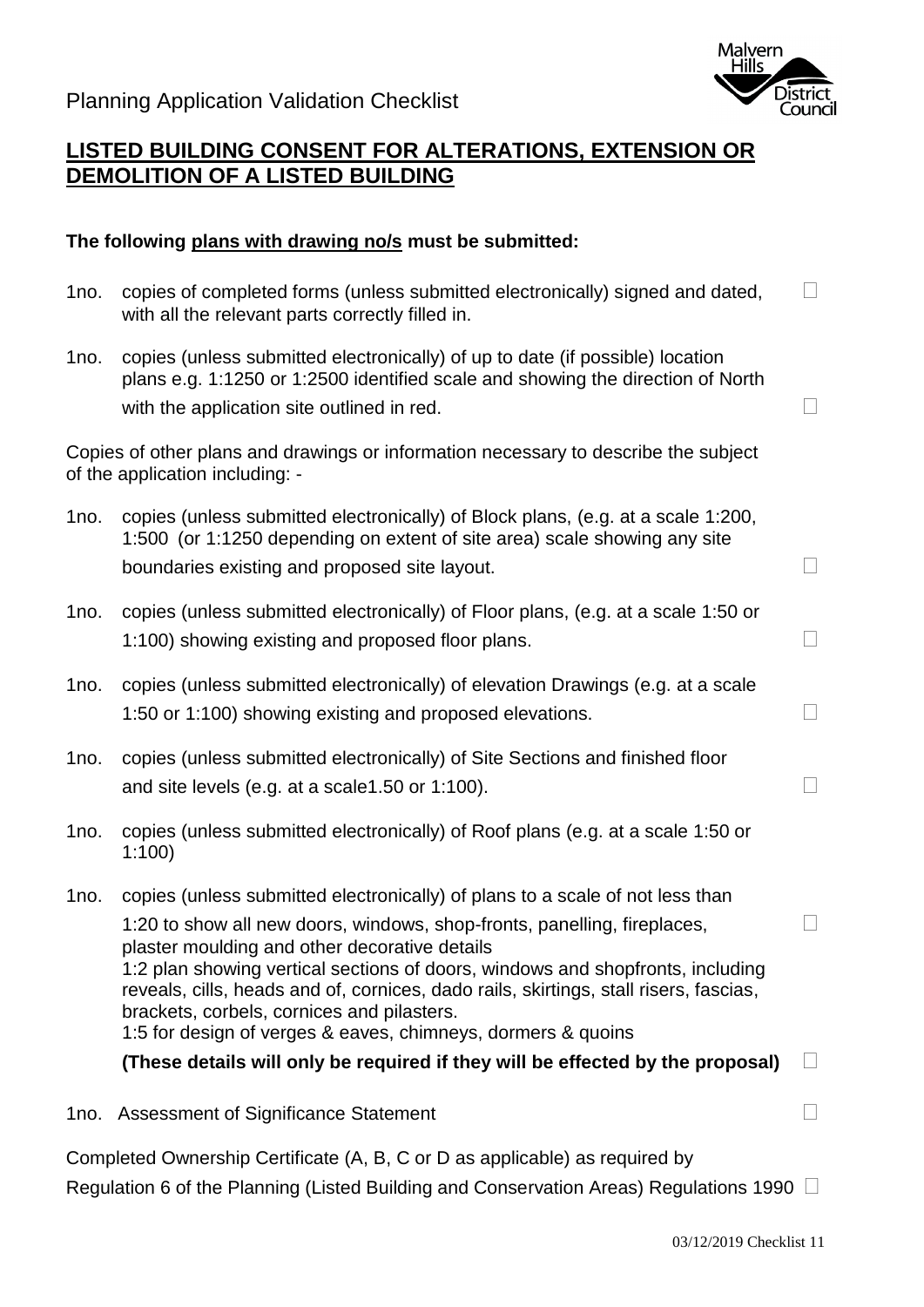Planning Application Validation Checklist

Malvern Hills District Council

## LISTED BUILDING CONSENT FOR ALTERATIONS, EXTENSION OR DEMOLITION OF A LISTED BUILDING

**The following plans with drawing no/s must be submitted:**

1no. copies of completed forms (unless submitted electronically) signed and dated, with all the relevant parts correctly filled in. ☐

1no. copies (unless submitted electronically) of up to date (if possible) location plans e.g. 1:1250 or 1:2500 identified scale and showing the direction of North with the application site outlined in red. ☐

Copies of other plans and drawings or information necessary to describe the subject of the application including: -

1no. copies (unless submitted electronically) of Block plans, (e.g. at a scale 1:200, 1:500 (or 1:1250 depending on extent of site area) scale showing any site boundaries existing and proposed site layout. ☐

1no. copies (unless submitted electronically) of Floor plans, (e.g. at a scale 1:50 or 1:100) showing existing and proposed floor plans. ☐

1no. copies (unless submitted electronically) of elevation Drawings (e.g. at a scale 1:50 or 1:100) showing existing and proposed elevations. ☐

1no. copies (unless submitted electronically) of Site Sections and finished floor and site levels (e.g. at a scale1.50 or 1:100). ☐

1no. copies (unless submitted electronically) of Roof plans (e.g. at a scale 1:50 or 1:100)

1no. copies (unless submitted electronically) of plans to a scale of not less than
1:20 to show all new doors, windows, shop-fronts, panelling, fireplaces, plaster moulding and other decorative details ☐
1:2 plan showing vertical sections of doors, windows and shopfronts, including reveals, cills, heads and of, cornices, dado rails, skirtings, stall risers, fascias, brackets, corbels, cornices and pilasters.
1:5 for design of verges & eaves, chimneys, dormers & quoins
**(These details will only be required if they will be effected by the proposal)** ☐

1no. Assessment of Significance Statement ☐

Completed Ownership Certificate (A, B, C or D as applicable) as required by Regulation 6 of the Planning (Listed Building and Conservation Areas) Regulations 1990 ☐

03/12/2019 Checklist 11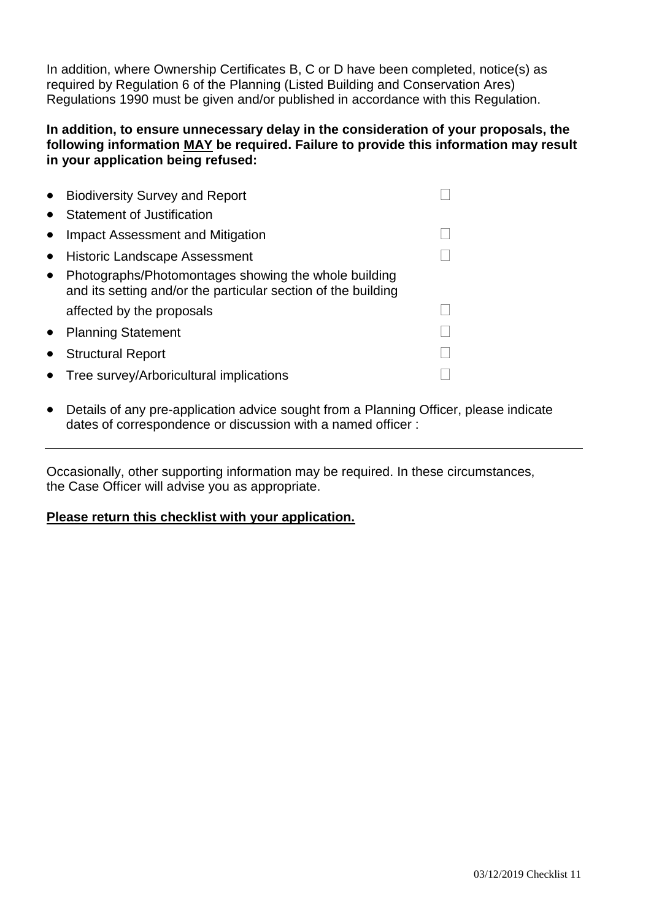In addition, where Ownership Certificates B, C or D have been completed, notice(s) as required by Regulation 6 of the Planning (Listed Building and Conservation Ares) Regulations 1990 must be given and/or published in accordance with this Regulation.

**In addition, to ensure unnecessary delay in the consideration of your proposals, the following information <u>MAY</u> be required. Failure to provide this information may result in your application being refused:**

- Biodiversity Survey and Report ☐
- Statement of Justification
- Impact Assessment and Mitigation ☐
- Historic Landscape Assessment ☐
- Photographs/Photomontages showing the whole building and its setting and/or the particular section of the building affected by the proposals ☐
- Planning Statement ☐
- Structural Report ☐
- Tree survey/Arboricultural implications ☐

- Details of any pre-application advice sought from a Planning Officer, please indicate dates of correspondence or discussion with a named officer :

---

Occasionally, other supporting information may be required. In these circumstances, the Case Officer will advise you as appropriate.

**<u>Please return this checklist with your application.</u>**

03/12/2019 Checklist 11